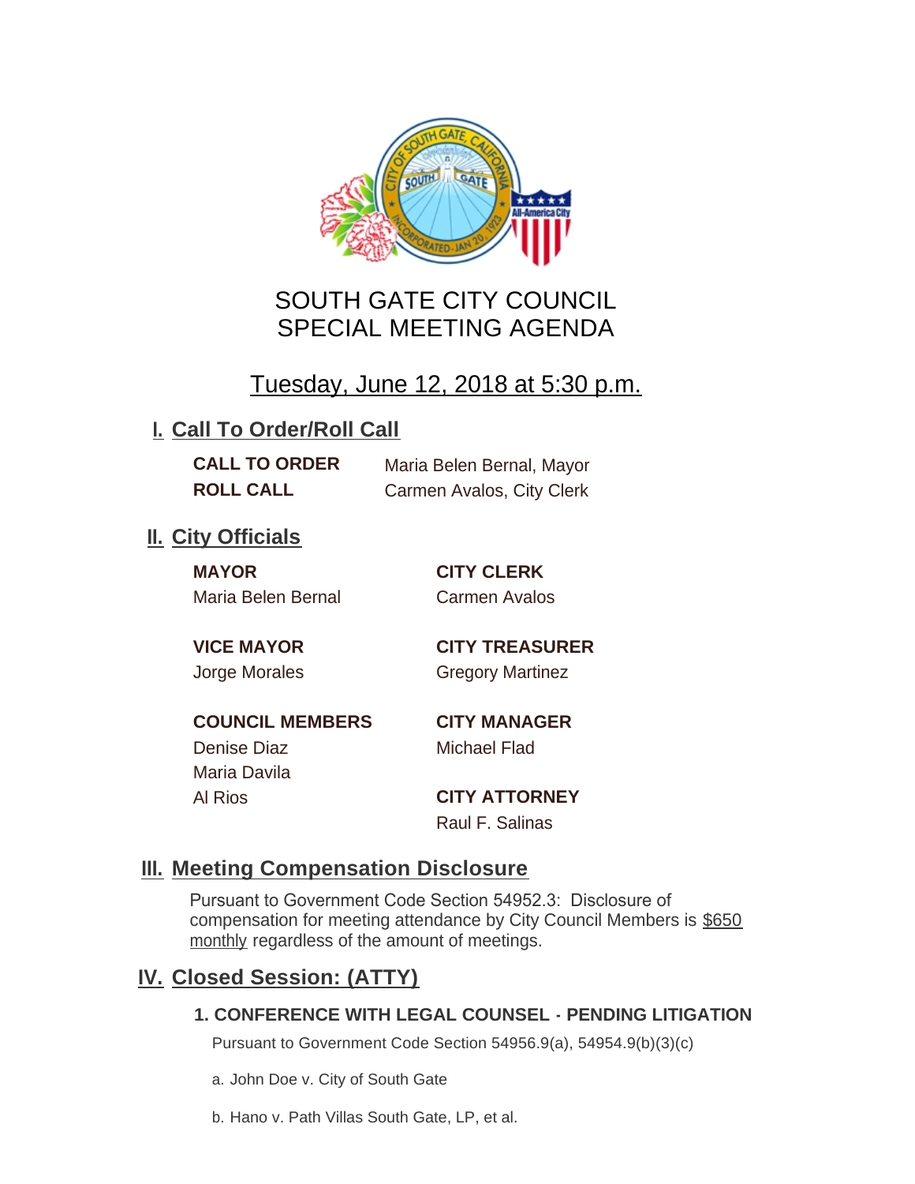# SOUTH GATE CITY COUNCIL
# SPECIAL MEETING AGENDA

## Tuesday, June 12, 2018 at 5:30 p.m.

## I. Call To Order/Roll Call

**CALL TO ORDER** Maria Belen Bernal, Mayor
**ROLL CALL** Carmen Avalos, City Clerk

## II. City Officials

**MAYOR**
Maria Belen Bernal

**VICE MAYOR**
Jorge Morales

**COUNCIL MEMBERS**
Denise Diaz
Maria Davila
Al Rios

**CITY CLERK**
Carmen Avalos

**CITY TREASURER**
Gregory Martinez

**CITY MANAGER**
Michael Flad

**CITY ATTORNEY**
Raul F. Salinas

## III. Meeting Compensation Disclosure

Pursuant to Government Code Section 54952.3: Disclosure of compensation for meeting attendance by City Council Members is $650 monthly regardless of the amount of meetings.

## IV. Closed Session: (ATTY)

### 1. CONFERENCE WITH LEGAL COUNSEL - PENDING LITIGATION

Pursuant to Government Code Section 54956.9(a), 54954.9(b)(3)(c)

a. John Doe v. City of South Gate

b. Hano v. Path Villas South Gate, LP, et al.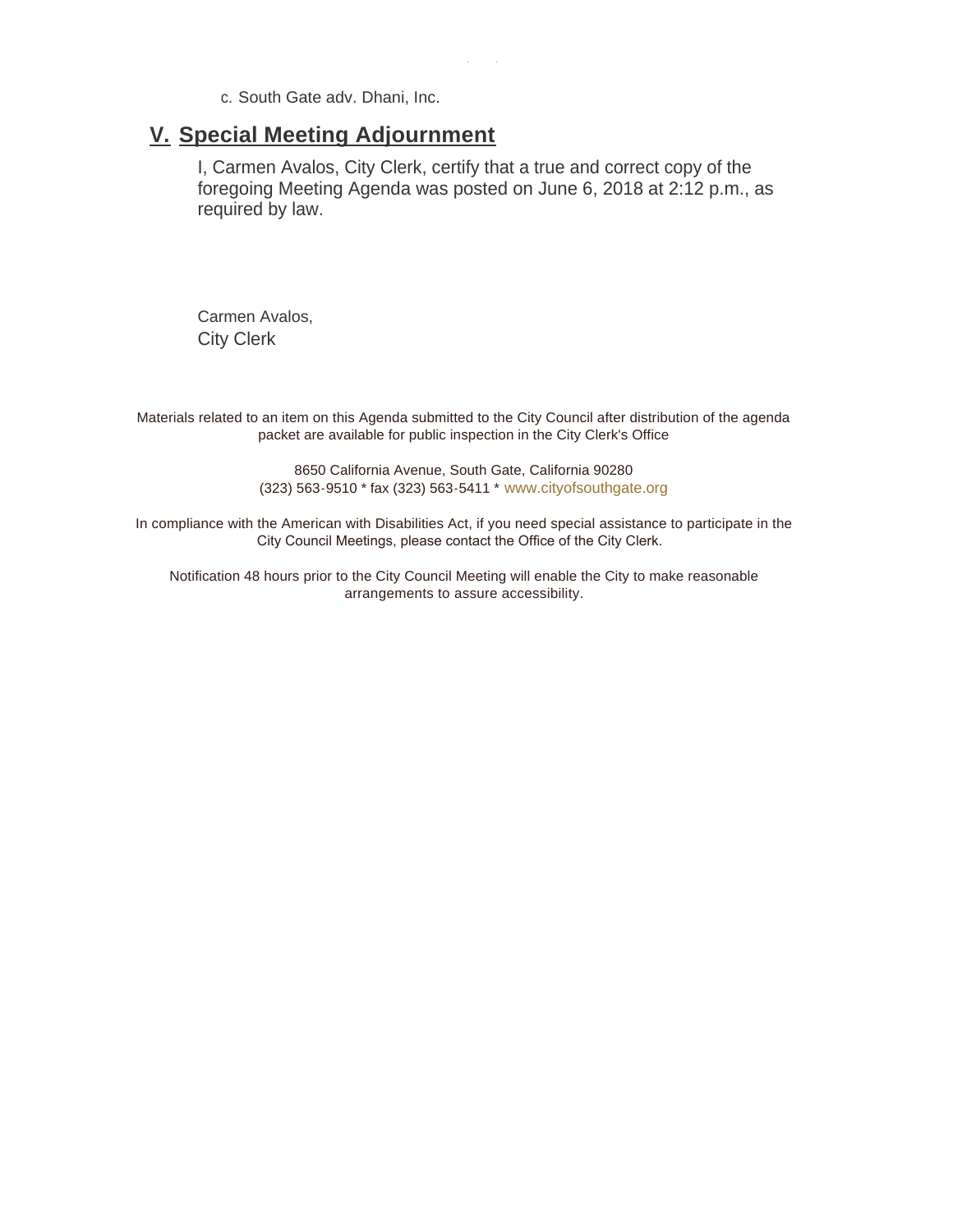c. South Gate adv. Dhani, Inc.

## V. Special Meeting Adjournment

I, Carmen Avalos, City Clerk, certify that a true and correct copy of the foregoing Meeting Agenda was posted on June 6, 2018 at 2:12 p.m., as required by law.

Carmen Avalos,
City Clerk

Materials related to an item on this Agenda submitted to the City Council after distribution of the agenda packet are available for public inspection in the City Clerk's Office

8650 California Avenue, South Gate, California 90280
(323) 563-9510 * fax (323) 563-5411 * www.cityofsouthgate.org

In compliance with the American with Disabilities Act, if you need special assistance to participate in the City Council Meetings, please contact the Office of the City Clerk.

Notification 48 hours prior to the City Council Meeting will enable the City to make reasonable arrangements to assure accessibility.